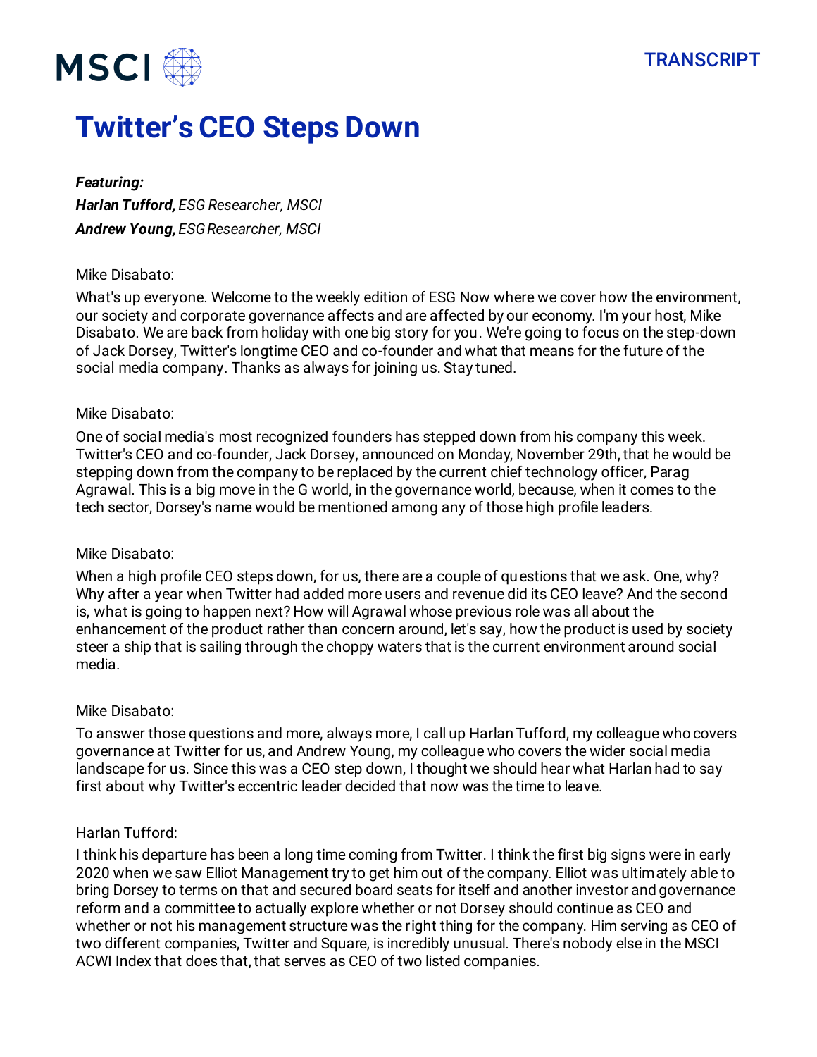MSCI

TRANSCRIPT

# Twitter's CEO Steps Down

***Featuring:***
***Harlan Tufford,*** *ESG Researcher, MSCI*
***Andrew Young,*** *ESG Researcher, MSCI*

Mike Disabato:

What's up everyone. Welcome to the weekly edition of ESG Now where we cover how the environment, our society and corporate governance affects and are affected by our economy. I'm your host, Mike Disabato. We are back from holiday with one big story for you. We're going to focus on the step-down of Jack Dorsey, Twitter's longtime CEO and co-founder and what that means for the future of the social media company. Thanks as always for joining us. Stay tuned.

Mike Disabato:

One of social media's most recognized founders has stepped down from his company this week. Twitter's CEO and co-founder, Jack Dorsey, announced on Monday, November 29th, that he would be stepping down from the company to be replaced by the current chief technology officer, Parag Agrawal. This is a big move in the G world, in the governance world, because, when it comes to the tech sector, Dorsey's name would be mentioned among any of those high profile leaders.

Mike Disabato:

When a high profile CEO steps down, for us, there are a couple of questions that we ask. One, why? Why after a year when Twitter had added more users and revenue did its CEO leave? And the second is, what is going to happen next? How will Agrawal whose previous role was all about the enhancement of the product rather than concern around, let's say, how the product is used by society steer a ship that is sailing through the choppy waters that is the current environment around social media.

Mike Disabato:

To answer those questions and more, always more, I call up Harlan Tufford, my colleague who covers governance at Twitter for us, and Andrew Young, my colleague who covers the wider social media landscape for us. Since this was a CEO step down, I thought we should hear what Harlan had to say first about why Twitter's eccentric leader decided that now was the time to leave.

Harlan Tufford:

I think his departure has been a long time coming from Twitter. I think the first big signs were in early 2020 when we saw Elliot Management try to get him out of the company. Elliot was ultimately able to bring Dorsey to terms on that and secured board seats for itself and another investor and governance reform and a committee to actually explore whether or not Dorsey should continue as CEO and whether or not his management structure was the right thing for the company. Him serving as CEO of two different companies, Twitter and Square, is incredibly unusual. There's nobody else in the MSCI ACWI Index that does that, that serves as CEO of two listed companies.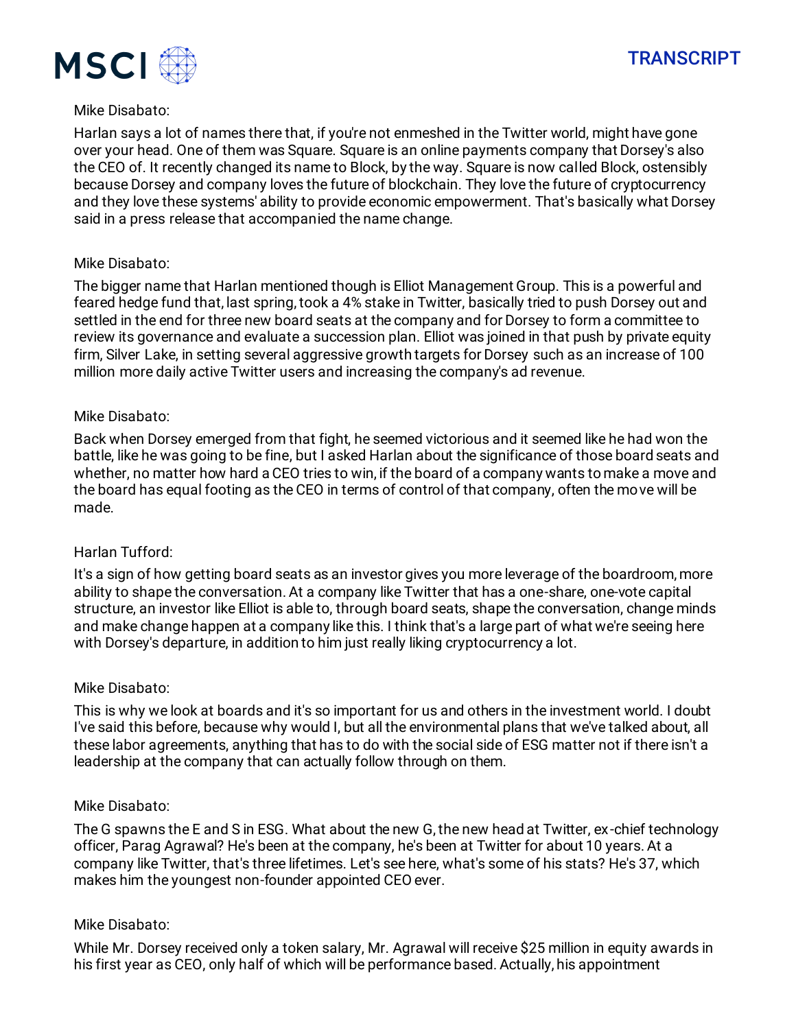Mike Disabato:

Harlan says a lot of names there that, if you're not enmeshed in the Twitter world, might have gone over your head. One of them was Square. Square is an online payments company that Dorsey's also the CEO of. It recently changed its name to Block, by the way. Square is now called Block, ostensibly because Dorsey and company loves the future of blockchain. They love the future of cryptocurrency and they love these systems' ability to provide economic empowerment. That's basically what Dorsey said in a press release that accompanied the name change.

Mike Disabato:

The bigger name that Harlan mentioned though is Elliot Management Group. This is a powerful and feared hedge fund that, last spring, took a 4% stake in Twitter, basically tried to push Dorsey out and settled in the end for three new board seats at the company and for Dorsey to form a committee to review its governance and evaluate a succession plan. Elliot was joined in that push by private equity firm, Silver Lake, in setting several aggressive growth targets for Dorsey such as an increase of 100 million more daily active Twitter users and increasing the company's ad revenue.

Mike Disabato:

Back when Dorsey emerged from that fight, he seemed victorious and it seemed like he had won the battle, like he was going to be fine, but I asked Harlan about the significance of those board seats and whether, no matter how hard a CEO tries to win, if the board of a company wants to make a move and the board has equal footing as the CEO in terms of control of that company, often the move will be made.

Harlan Tufford:

It's a sign of how getting board seats as an investor gives you more leverage of the boardroom, more ability to shape the conversation. At a company like Twitter that has a one-share, one-vote capital structure, an investor like Elliot is able to, through board seats, shape the conversation, change minds and make change happen at a company like this. I think that's a large part of what we're seeing here with Dorsey's departure, in addition to him just really liking cryptocurrency a lot.

Mike Disabato:

This is why we look at boards and it's so important for us and others in the investment world. I doubt I've said this before, because why would I, but all the environmental plans that we've talked about, all these labor agreements, anything that has to do with the social side of ESG matter not if there isn't a leadership at the company that can actually follow through on them.

Mike Disabato:

The G spawns the E and S in ESG. What about the new G, the new head at Twitter, ex-chief technology officer, Parag Agrawal? He's been at the company, he's been at Twitter for about 10 years. At a company like Twitter, that's three lifetimes. Let's see here, what's some of his stats? He's 37, which makes him the youngest non-founder appointed CEO ever.

Mike Disabato:

While Mr. Dorsey received only a token salary, Mr. Agrawal will receive $25 million in equity awards in his first year as CEO, only half of which will be performance based. Actually, his appointment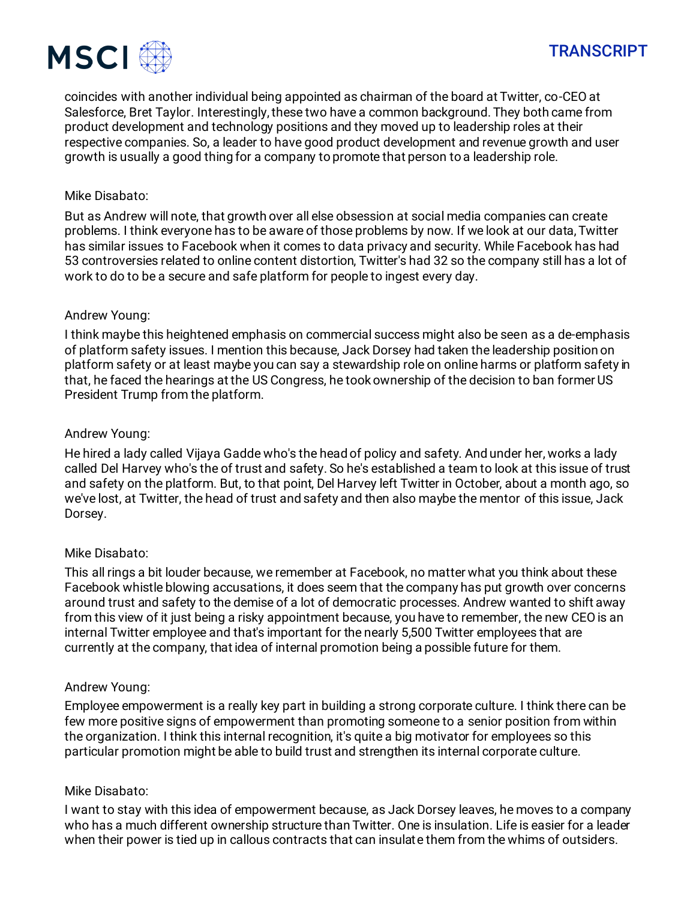coincides with another individual being appointed as chairman of the board at Twitter, co-CEO at Salesforce, Bret Taylor. Interestingly, these two have a common background. They both came from product development and technology positions and they moved up to leadership roles at their respective companies. So, a leader to have good product development and revenue growth and user growth is usually a good thing for a company to promote that person to a leadership role.

Mike Disabato:

But as Andrew will note, that growth over all else obsession at social media companies can create problems. I think everyone has to be aware of those problems by now. If we look at our data, Twitter has similar issues to Facebook when it comes to data privacy and security. While Facebook has had 53 controversies related to online content distortion, Twitter's had 32 so the company still has a lot of work to do to be a secure and safe platform for people to ingest every day.

Andrew Young:

I think maybe this heightened emphasis on commercial success might also be seen as a de-emphasis of platform safety issues. I mention this because, Jack Dorsey had taken the leadership position on platform safety or at least maybe you can say a stewardship role on online harms or platform safety in that, he faced the hearings at the US Congress, he took ownership of the decision to ban former US President Trump from the platform.

Andrew Young:

He hired a lady called Vijaya Gadde who's the head of policy and safety. And under her, works a lady called Del Harvey who's the of trust and safety. So he's established a team to look at this issue of trust and safety on the platform. But, to that point, Del Harvey left Twitter in October, about a month ago, so we've lost, at Twitter, the head of trust and safety and then also maybe the mentor of this issue, Jack Dorsey.

Mike Disabato:

This all rings a bit louder because, we remember at Facebook, no matter what you think about these Facebook whistle blowing accusations, it does seem that the company has put growth over concerns around trust and safety to the demise of a lot of democratic processes. Andrew wanted to shift away from this view of it just being a risky appointment because, you have to remember, the new CEO is an internal Twitter employee and that's important for the nearly 5,500 Twitter employees that are currently at the company, that idea of internal promotion being a possible future for them.

Andrew Young:

Employee empowerment is a really key part in building a strong corporate culture. I think there can be few more positive signs of empowerment than promoting someone to a senior position from within the organization. I think this internal recognition, it's quite a big motivator for employees so this particular promotion might be able to build trust and strengthen its internal corporate culture.

Mike Disabato:

I want to stay with this idea of empowerment because, as Jack Dorsey leaves, he moves to a company who has a much different ownership structure than Twitter. One is insulation. Life is easier for a leader when their power is tied up in callous contracts that can insulate them from the whims of outsiders.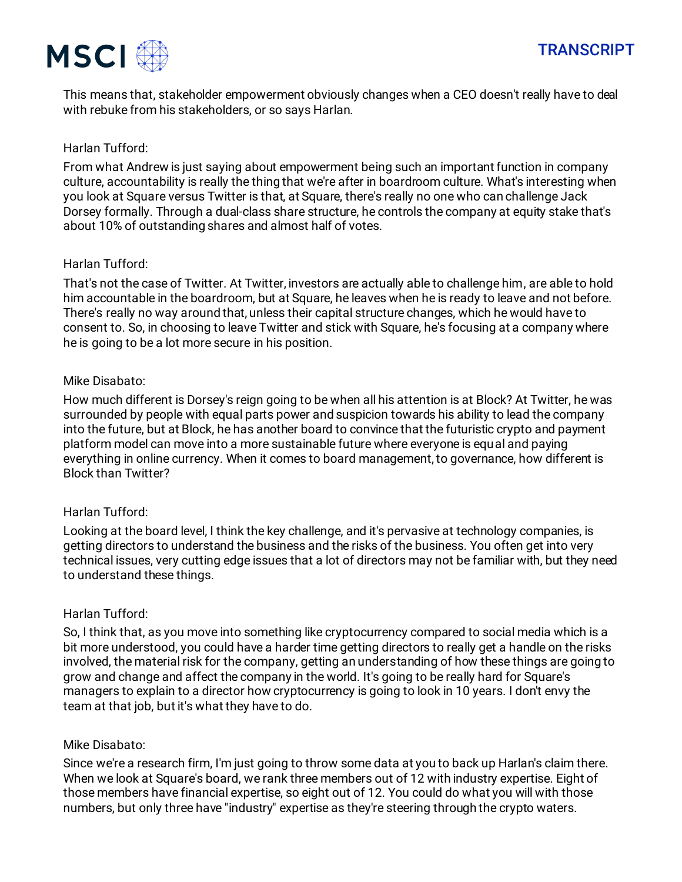This means that, stakeholder empowerment obviously changes when a CEO doesn't really have to deal with rebuke from his stakeholders, or so says Harlan.

Harlan Tufford:

From what Andrew is just saying about empowerment being such an important function in company culture, accountability is really the thing that we're after in boardroom culture. What's interesting when you look at Square versus Twitter is that, at Square, there's really no one who can challenge Jack Dorsey formally. Through a dual-class share structure, he controls the company at equity stake that's about 10% of outstanding shares and almost half of votes.

Harlan Tufford:

That's not the case of Twitter. At Twitter, investors are actually able to challenge him, are able to hold him accountable in the boardroom, but at Square, he leaves when he is ready to leave and not before. There's really no way around that, unless their capital structure changes, which he would have to consent to. So, in choosing to leave Twitter and stick with Square, he's focusing at a company where he is going to be a lot more secure in his position.

Mike Disabato:

How much different is Dorsey's reign going to be when all his attention is at Block? At Twitter, he was surrounded by people with equal parts power and suspicion towards his ability to lead the company into the future, but at Block, he has another board to convince that the futuristic crypto and payment platform model can move into a more sustainable future where everyone is equal and paying everything in online currency. When it comes to board management, to governance, how different is Block than Twitter?

Harlan Tufford:

Looking at the board level, I think the key challenge, and it's pervasive at technology companies, is getting directors to understand the business and the risks of the business. You often get into very technical issues, very cutting edge issues that a lot of directors may not be familiar with, but they need to understand these things.

Harlan Tufford:

So, I think that, as you move into something like cryptocurrency compared to social media which is a bit more understood, you could have a harder time getting directors to really get a handle on the risks involved, the material risk for the company, getting an understanding of how these things are going to grow and change and affect the company in the world. It's going to be really hard for Square's managers to explain to a director how cryptocurrency is going to look in 10 years. I don't envy the team at that job, but it's what they have to do.

Mike Disabato:

Since we're a research firm, I'm just going to throw some data at you to back up Harlan's claim there. When we look at Square's board, we rank three members out of 12 with industry expertise. Eight of those members have financial expertise, so eight out of 12. You could do what you will with those numbers, but only three have "industry" expertise as they're steering through the crypto waters.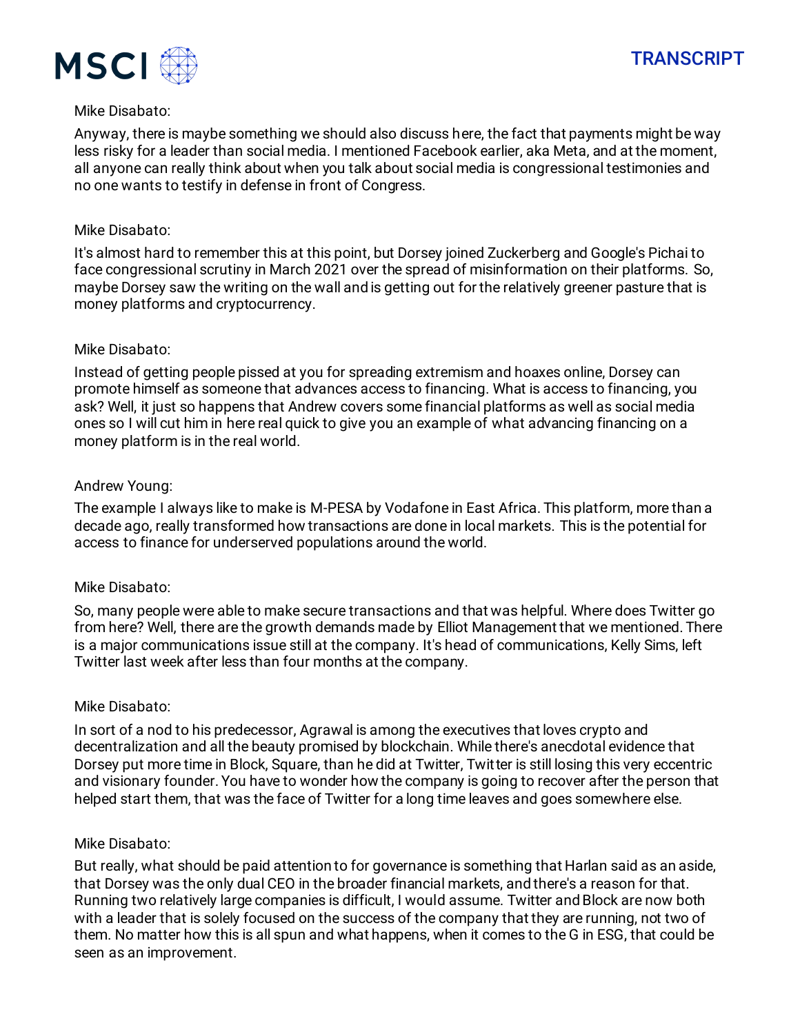Mike Disabato:

Anyway, there is maybe something we should also discuss here, the fact that payments might be way less risky for a leader than social media. I mentioned Facebook earlier, aka Meta, and at the moment, all anyone can really think about when you talk about social media is congressional testimonies and no one wants to testify in defense in front of Congress.

Mike Disabato:

It's almost hard to remember this at this point, but Dorsey joined Zuckerberg and Google's Pichai to face congressional scrutiny in March 2021 over the spread of misinformation on their platforms. So, maybe Dorsey saw the writing on the wall and is getting out for the relatively greener pasture that is money platforms and cryptocurrency.

Mike Disabato:

Instead of getting people pissed at you for spreading extremism and hoaxes online, Dorsey can promote himself as someone that advances access to financing. What is access to financing, you ask? Well, it just so happens that Andrew covers some financial platforms as well as social media ones so I will cut him in here real quick to give you an example of what advancing financing on a money platform is in the real world.

Andrew Young:

The example I always like to make is M-PESA by Vodafone in East Africa. This platform, more than a decade ago, really transformed how transactions are done in local markets. This is the potential for access to finance for underserved populations around the world.

Mike Disabato:

So, many people were able to make secure transactions and that was helpful. Where does Twitter go from here? Well, there are the growth demands made by Elliot Management that we mentioned. There is a major communications issue still at the company. It's head of communications, Kelly Sims, left Twitter last week after less than four months at the company.

Mike Disabato:

In sort of a nod to his predecessor, Agrawal is among the executives that loves crypto and decentralization and all the beauty promised by blockchain. While there's anecdotal evidence that Dorsey put more time in Block, Square, than he did at Twitter, Twitter is still losing this very eccentric and visionary founder. You have to wonder how the company is going to recover after the person that helped start them, that was the face of Twitter for a long time leaves and goes somewhere else.

Mike Disabato:

But really, what should be paid attention to for governance is something that Harlan said as an aside, that Dorsey was the only dual CEO in the broader financial markets, and there's a reason for that. Running two relatively large companies is difficult, I would assume. Twitter and Block are now both with a leader that is solely focused on the success of the company that they are running, not two of them. No matter how this is all spun and what happens, when it comes to the G in ESG, that could be seen as an improvement.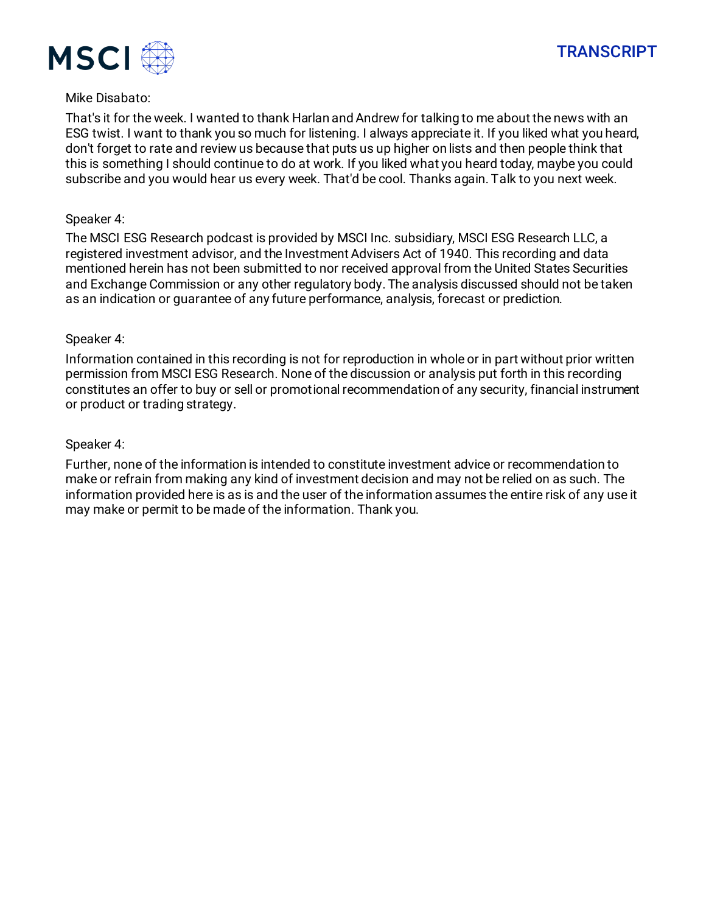Mike Disabato:

That's it for the week. I wanted to thank Harlan and Andrew for talking to me about the news with an ESG twist. I want to thank you so much for listening. I always appreciate it. If you liked what you heard, don't forget to rate and review us because that puts us up higher on lists and then people think that this is something I should continue to do at work. If you liked what you heard today, maybe you could subscribe and you would hear us every week. That'd be cool. Thanks again. Talk to you next week.

Speaker 4:

The MSCI ESG Research podcast is provided by MSCI Inc. subsidiary, MSCI ESG Research LLC, a registered investment advisor, and the Investment Advisers Act of 1940. This recording and data mentioned herein has not been submitted to nor received approval from the United States Securities and Exchange Commission or any other regulatory body. The analysis discussed should not be taken as an indication or guarantee of any future performance, analysis, forecast or prediction.

Speaker 4:

Information contained in this recording is not for reproduction in whole or in part without prior written permission from MSCI ESG Research. None of the discussion or analysis put forth in this recording constitutes an offer to buy or sell or promotional recommendation of any security, financial instrument or product or trading strategy.

Speaker 4:

Further, none of the information is intended to constitute investment advice or recommendation to make or refrain from making any kind of investment decision and may not be relied on as such. The information provided here is as is and the user of the information assumes the entire risk of any use it may make or permit to be made of the information. Thank you.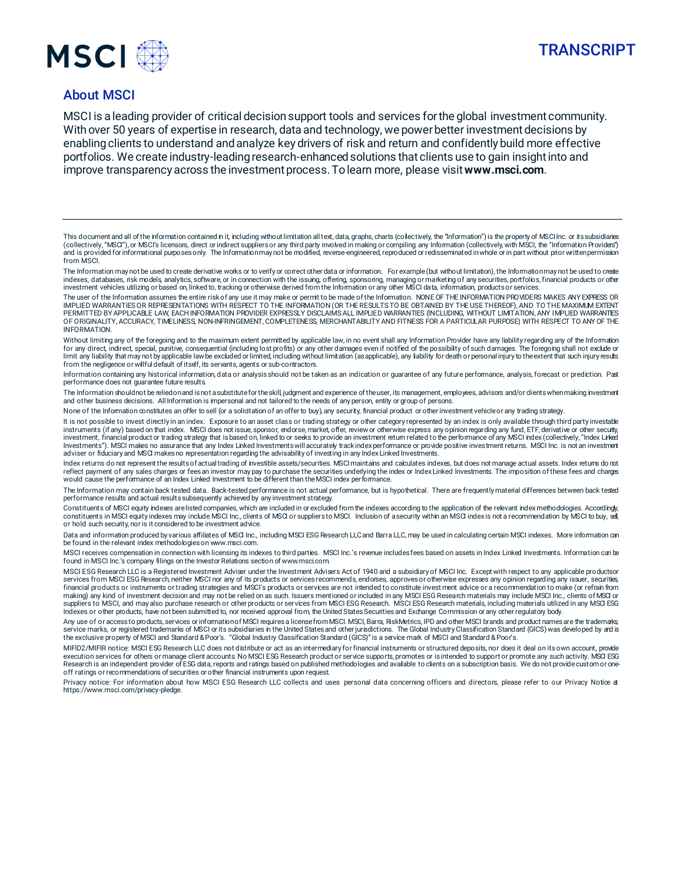MSCI

TRANSCRIPT

## About MSCI

MSCI is a leading provider of critical decision support tools and services for the global investment community. With over 50 years of expertise in research, data and technology, we power better investment decisions by enabling clients to understand and analyze key drivers of risk and return and confidently build more effective portfolios. We create industry-leading research-enhanced solutions that clients use to gain insight into and improve transparency across the investment process. To learn more, please visit **www.msci.com**.

---

This document and all of the information contained in it, including without limitation all text, data, graphs, charts (collectively, the "Information") is the property of MSCI Inc. or its subsidiaries (collectively, "MSCI"), or MSCI's licensors, direct or indirect suppliers or any third party involved in making or compiling any Information (collectively, with MSCI, the "Information Providers") and is provided for informational purposes only. The Information may not be modified, reverse-engineered, reproduced or redisseminated in whole or in part without prior written permission from MSCI.

The Information may not be used to create derivative works or to verify or correct other data or information. For example (but without limitation), the Information may not be used to create indexes, databases, risk models, analytics, software, or in connection with the issuing, offering, sponsoring, managing or marketing of any securities, portfolios, financial products or other investment vehicles utilizing or based on, linked to, tracking or otherwise derived from the Information or any other MSCI data, information, products or services.

The user of the Information assumes the entire risk of any use it may make or permit to be made of the Information. NONE OF THE INFORMATION PROVIDERS MAKES ANY EXPRESS OR IMPLIED WARRANTIES OR REPRESENTATIONS WITH RESPECT TO THE INFORMATION (OR THE RESULTS TO BE OBTAINED BY THE USE THEREOF), AND TO THE MAXIMUM EXTENT PERMITTED BY APPLICABLE LAW, EACH INFORMATION PROVIDER EXPRESSLY DISCLAIMS ALL IMPLIED WARRANTIES (INCLUDING, WITHOUT LIMITATION, ANY IMPLIED WARRANTIES OF ORIGINALITY, ACCURACY, TIMELINESS, NON-INFRINGEMENT, COMPLETENESS, MERCHANTABILITY AND FITNESS FOR A PARTICULAR PURPOSE) WITH RESPECT TO ANY OF THE INFORMATION.

Without limiting any of the foregoing and to the maximum extent permitted by applicable law, in no event shall any Information Provider have any liability regarding any of the Information for any direct, indirect, special, punitive, consequential (including lost profits) or any other damages even if notified of the possibility of such damages. The foregoing shall not exclude or limit any liability that may not by applicable law be excluded or limited, including without limitation (as applicable), any liability for death or personal injury to the extent that such injury results from the negligence or willful default of itself, its servants, agents or sub-contractors.

Information containing any historical information, data or analysis should not be taken as an indication or guarantee of any future performance, analysis, forecast or prediction. Past performance does not guarantee future results.

The Information should not be relied on and is not a substitute for the skill, judgment and experience of the user, its management, employees, advisors and/or clients when making investment and other business decisions. All Information is impersonal and not tailored to the needs of any person, entity or group of persons.

None of the Information constitutes an offer to sell (or a solicitation of an offer to buy), any security, financial product or other investment vehicle or any trading strategy.

It is not possible to invest directly in an index. Exposure to an asset class or trading strategy or other category represented by an index is only available through third party investable instruments (if any) based on that index. MSCI does not issue, sponsor, endorse, market, offer, review or otherwise express any opinion regarding any fund, ETF, derivative or other security, investment, financial product or trading strategy that is based on, linked to or seeks to provide an investment return related to the performance of any MSCI index (collectively, "Index Linked Investments"). MSCI makes no assurance that any Index Linked Investments will accurately track index performance or provide positive investment returns. MSCI Inc. is not an investment adviser or fiduciary and MSCI makes no representation regarding the advisability of investing in any Index Linked Investments.

Index returns do not represent the results of actual trading of investible assets/securities. MSCI maintains and calculates indexes, but does not manage actual assets. Index returns do not reflect payment of any sales charges or fees an investor may pay to purchase the securities underlying the index or Index Linked Investments. The imposition of these fees and charges would cause the performance of an Index Linked Investment to be different than the MSCI index performance.

The Information may contain back tested data. Back-tested performance is not actual performance, but is hypothetical. There are frequently material differences between back tested performance results and actual results subsequently achieved by any investment strategy.

Constituents of MSCI equity indexes are listed companies, which are included in or excluded from the indexes according to the application of the relevant index methodologies. Accordingly, constituents in MSCI equity indexes may include MSCI Inc., clients of MSCI or suppliers to MSCI. Inclusion of a security within an MSCI index is not a recommendation by MSCI to buy, sell, or hold such security, nor is it considered to be investment advice.

Data and information produced by various affiliates of MSCI Inc., including MSCI ESG Research LLC and Barra LLC, may be used in calculating certain MSCI indexes. More information can be found in the relevant index methodologies on www.msci.com.

MSCI receives compensation in connection with licensing its indexes to third parties. MSCI Inc.'s revenue includes fees based on assets in Index Linked Investments. Information can be found in MSCI Inc.'s company filings on the Investor Relations section of www.msci.com.

MSCI ESG Research LLC is a Registered Investment Adviser under the Investment Advisers Act of 1940 and a subsidiary of MSCI Inc. Except with respect to any applicable products or services from MSCI ESG Research, neither MSCI nor any of its products or services recommends, endorses, approves or otherwise expresses any opinion regarding any issuer, securities, financial products or instruments or trading strategies and MSCI's products or services are not intended to constitute investment advice or a recommendation to make (or refrain from making) any kind of investment decision and may not be relied on as such. Issuers mentioned or included in any MSCI ESG Research materials may include MSCI Inc., clients of MSCI or suppliers to MSCI, and may also purchase research or other products or services from MSCI ESG Research. MSCI ESG Research materials, including materials utilized in any MSCI ESG Indexes or other products, have not been submitted to, nor received approval from, the United States Securities and Exchange Commission or any other regulatory body.

Any use of or access to products, services or information of MSCI requires a license from MSCI. MSCI, Barra, RiskMetrics, IPD and other MSCI brands and product names are the trademarks, service marks, or registered trademarks of MSCI or its subsidiaries in the United States and other jurisdictions. The Global Industry Classification Standard (GICS) was developed by and is the exclusive property of MSCI and Standard & Poor's. "Global Industry Classification Standard (GICS)" is a service mark of MSCI and Standard & Poor's.

MIFID2/MIFIR notice: MSCI ESG Research LLC does not distribute or act as an intermediary for financial instruments or structured deposits, nor does it deal on its own account, provide execution services for others or manage client accounts. No MSCI ESG Research product or service supports, promotes or is intended to support or promote any such activity. MSCI ESG Research is an independent provider of ESG data, reports and ratings based on published methodologies and available to clients on a subscription basis. We do not provide custom or one-off ratings or recommendations of securities or other financial instruments upon request.

Privacy notice: For information about how MSCI ESG Research LLC collects and uses personal data concerning officers and directors, please refer to our Privacy Notice at https://www.msci.com/privacy-pledge.